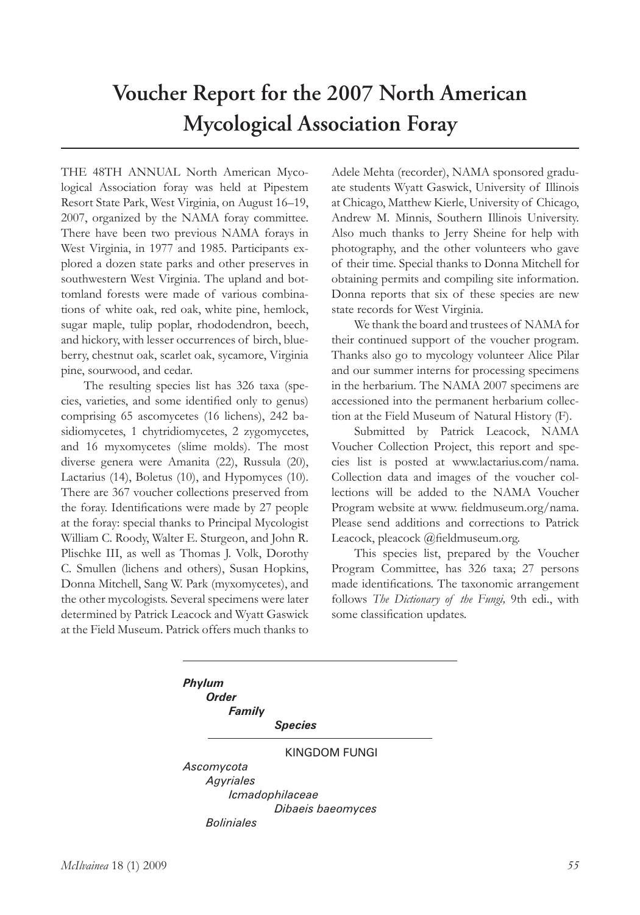# Voucher Report for the 2007 North American Mycological Association Foray

THE 48TH ANNUAL North American Mycological Association foray was held at Pipestem Resort State Park, West Virginia, on August 16–19, 2007, organized by the NAMA foray committee. There have been two previous NAMA forays in West Virginia, in 1977 and 1985. Participants explored a dozen state parks and other preserves in southwestern West Virginia. The upland and bottomland forests were made of various combinations of white oak, red oak, white pine, hemlock, sugar maple, tulip poplar, rhododendron, beech, and hickory, with lesser occurrences of birch, blueberry, chestnut oak, scarlet oak, sycamore, Virginia pine, sourwood, and cedar.

The resulting species list has 326 taxa (species, varieties, and some identified only to genus) comprising 65 ascomycetes (16 lichens), 242 basidiomycetes, 1 chytridiomycetes, 2 zygomycetes, and 16 myxomycetes (slime molds). The most diverse genera were Amanita (22), Russula (20), Lactarius (14), Boletus (10), and Hypomyces (10). There are 367 voucher collections preserved from the foray. Identifications were made by 27 people at the foray: special thanks to Principal Mycologist William C. Roody, Walter E. Sturgeon, and John R. Plischke III, as well as Thomas J. Volk, Dorothy C. Smullen (lichens and others), Susan Hopkins, Donna Mitchell, Sang W. Park (myxomycetes), and the other mycologists. Several specimens were later determined by Patrick Leacock and Wyatt Gaswick at the Field Museum. Patrick offers much thanks to Adele Mehta (recorder), NAMA sponsored graduate students Wyatt Gaswick, University of Illinois at Chicago, Matthew Kierle, University of Chicago, Andrew M. Minnis, Southern Illinois University. Also much thanks to Jerry Sheine for help with photography, and the other volunteers who gave of their time. Special thanks to Donna Mitchell for obtaining permits and compiling site information. Donna reports that six of these species are new state records for West Virginia.

We thank the board and trustees of NAMA for their continued support of the voucher program. Thanks also go to mycology volunteer Alice Pilar and our summer interns for processing specimens in the herbarium. The NAMA 2007 specimens are accessioned into the permanent herbarium collection at the Field Museum of Natural History (F).

Submitted by Patrick Leacock, NAMA Voucher Collection Project, this report and species list is posted at www.lactarius.com/nama. Collection data and images of the voucher collections will be added to the NAMA Voucher Program website at www. fieldmuseum.org/nama. Please send additions and corrections to Patrick Leacock, pleacock @fieldmuseum.org.

This species list, prepared by the Voucher Program Committee, has 326 taxa; 27 persons made identifications. The taxonomic arrangement follows *The Dictionary of the Fungi,* 9th edi., with some classification updates.

---

***Phylum***
&nbsp;&nbsp;&nbsp;&nbsp;***Order***
&nbsp;&nbsp;&nbsp;&nbsp;&nbsp;&nbsp;&nbsp;&nbsp;***Family***
&nbsp;&nbsp;&nbsp;&nbsp;&nbsp;&nbsp;&nbsp;&nbsp;&nbsp;&nbsp;&nbsp;&nbsp;&nbsp;&nbsp;&nbsp;&nbsp;***Species***

---

KINGDOM FUNGI

*Ascomycota*
&nbsp;&nbsp;&nbsp;&nbsp;*Agyriales*
&nbsp;&nbsp;&nbsp;&nbsp;&nbsp;&nbsp;&nbsp;&nbsp;*Icmadophilaceae*
&nbsp;&nbsp;&nbsp;&nbsp;&nbsp;&nbsp;&nbsp;&nbsp;&nbsp;&nbsp;&nbsp;&nbsp;&nbsp;&nbsp;&nbsp;&nbsp;*Dibaeis baeomyces*
&nbsp;&nbsp;&nbsp;&nbsp;*Boliniales*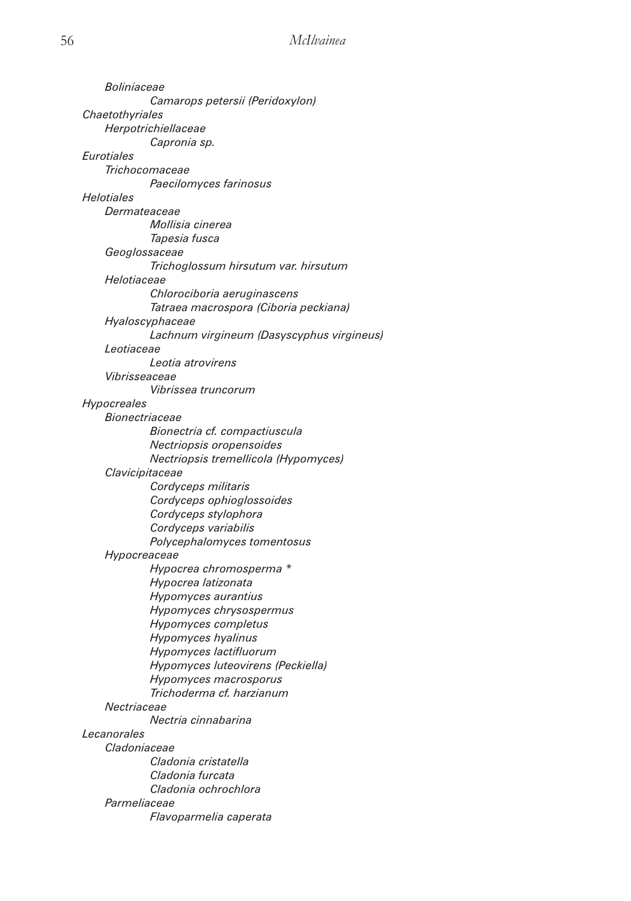*Boliniaceae*

*Camarops petersii (Peridoxylon)*

*Chaetothyriales*

*Herpotrichiellaceae*

*Capronia sp.*

*Eurotiales*

*Trichocomaceae*

*Paecilomyces farinosus*

*Helotiales*

*Dermateaceae*

*Mollisia cinerea*

*Tapesia fusca*

*Geoglossaceae*

*Trichoglossum hirsutum var. hirsutum*

*Helotiaceae*

*Chlorociboria aeruginascens*

*Tatraea macrospora (Ciboria peckiana)*

*Hyaloscyphaceae*

*Lachnum virgineum (Dasyscyphus virgineus)*

*Leotiaceae*

*Leotia atrovirens*

*Vibrisseaceae*

*Vibrissea truncorum*

*Hypocreales*

*Bionectriaceae*

*Bionectria cf. compactiuscula*

*Nectriopsis oropensoides*

*Nectriopsis tremellicola (Hypomyces)*

*Clavicipitaceae*

*Cordyceps militaris*

*Cordyceps ophioglossoides*

*Cordyceps stylophora*

*Cordyceps variabilis*

*Polycephalomyces tomentosus*

*Hypocreaceae*

*Hypocrea chromosperma **

*Hypocrea latizonata*

*Hypomyces aurantius*

*Hypomyces chrysospermus*

*Hypomyces completus*

*Hypomyces hyalinus*

*Hypomyces lactifluorum*

*Hypomyces luteovirens (Peckiella)*

*Hypomyces macrosporus*

*Trichoderma cf. harzianum*

*Nectriaceae*

*Nectria cinnabarina*

*Lecanorales*

*Cladoniaceae*

*Cladonia cristatella*

*Cladonia furcata*

*Cladonia ochrochlora*

*Parmeliaceae*

*Flavoparmelia caperata*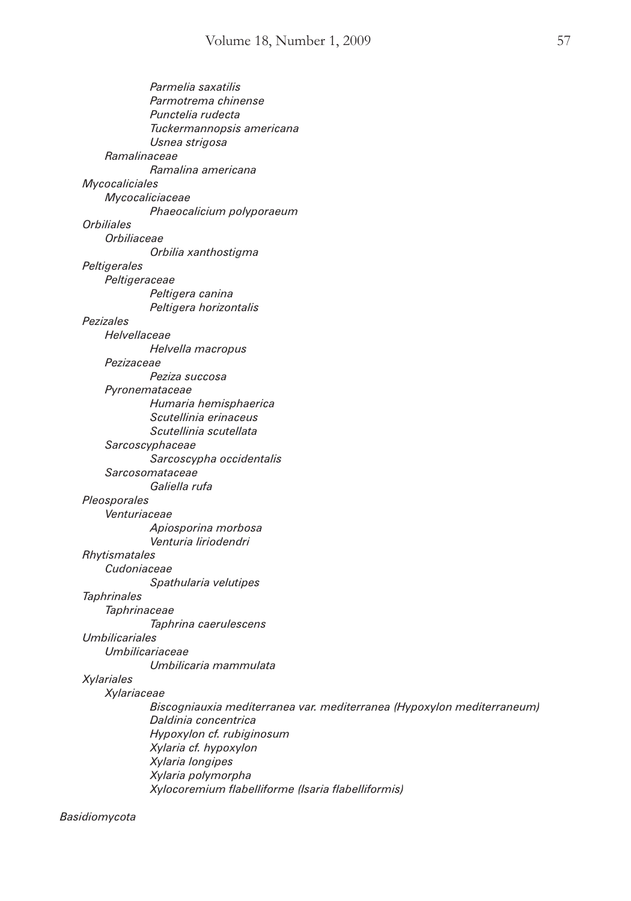*Parmelia saxatilis*
*Parmotrema chinense*
*Punctelia rudecta*
*Tuckermannopsis americana*
*Usnea strigosa*

*Ramalinaceae*

*Ramalina americana*

*Mycocaliciales*

*Mycocaliciaceae*

*Phaeocalicium polyporaeum*

*Orbiliales*

*Orbiliaceae*

*Orbilia xanthostigma*

*Peltigerales*

*Peltigeraceae*

*Peltigera canina*
*Peltigera horizontalis*

*Pezizales*

*Helvellaceae*

*Helvella macropus*

*Pezizaceae*

*Peziza succosa*

*Pyronemataceae*

*Humaria hemisphaerica*
*Scutellinia erinaceus*
*Scutellinia scutellata*

*Sarcoscyphaceae*

*Sarcoscypha occidentalis*

*Sarcosomataceae*

*Galiella rufa*

*Pleosporales*

*Venturiaceae*

*Apiosporina morbosa*
*Venturia liriodendri*

*Rhytismatales*

*Cudoniaceae*

*Spathularia velutipes*

*Taphrinales*

*Taphrinaceae*

*Taphrina caerulescens*

*Umbilicariales*

*Umbilicariaceae*

*Umbilicaria mammulata*

*Xylariales*

*Xylariaceae*

*Biscogniauxia mediterranea var. mediterranea (Hypoxylon mediterraneum)*
*Daldinia concentrica*
*Hypoxylon cf. rubiginosum*
*Xylaria cf. hypoxylon*
*Xylaria longipes*
*Xylaria polymorpha*
*Xylocoremium flabelliforme (Isaria flabelliformis)*

*Basidiomycota*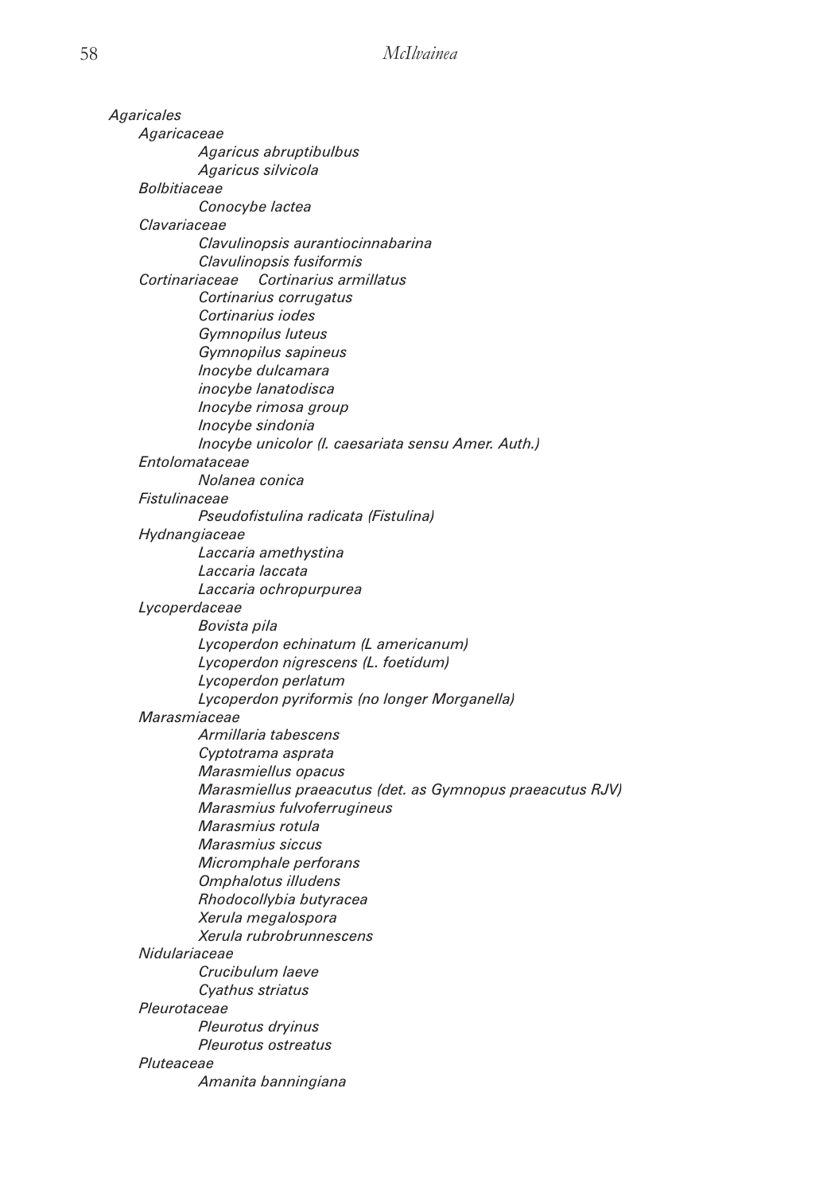*Agaricales*

- *Agaricaceae*
  - *Agaricus abruptibulbus*
  - *Agaricus silvicola*
- *Bolbitiaceae*
  - *Conocybe lactea*
- *Clavariaceae*
  - *Clavulinopsis aurantiocinnabarina*
  - *Clavulinopsis fusiformis*
- *Cortinariaceae* *Cortinarius armillatus*
  - *Cortinarius corrugatus*
  - *Cortinarius iodes*
  - *Gymnopilus luteus*
  - *Gymnopilus sapineus*
  - *Inocybe dulcamara*
  - *inocybe lanatodisca*
  - *Inocybe rimosa group*
  - *Inocybe sindonia*
  - *Inocybe unicolor (I. caesariata sensu Amer. Auth.)*
- *Entolomataceae*
  - *Nolanea conica*
- *Fistulinaceae*
  - *Pseudofistulina radicata (Fistulina)*
- *Hydnangiaceae*
  - *Laccaria amethystina*
  - *Laccaria laccata*
  - *Laccaria ochropurpurea*
- *Lycoperdaceae*
  - *Bovista pila*
  - *Lycoperdon echinatum (L americanum)*
  - *Lycoperdon nigrescens (L. foetidum)*
  - *Lycoperdon perlatum*
  - *Lycoperdon pyriformis (no longer Morganella)*
- *Marasmiaceae*
  - *Armillaria tabescens*
  - *Cyptotrama asprata*
  - *Marasmiellus opacus*
  - *Marasmiellus praeacutus (det. as Gymnopus praeacutus RJV)*
  - *Marasmius fulvoferrugineus*
  - *Marasmius rotula*
  - *Marasmius siccus*
  - *Micromphale perforans*
  - *Omphalotus illudens*
  - *Rhodocollybia butyracea*
  - *Xerula megalospora*
  - *Xerula rubrobrunnescens*
- *Nidulariaceae*
  - *Crucibulum laeve*
  - *Cyathus striatus*
- *Pleurotaceae*
  - *Pleurotus dryinus*
  - *Pleurotus ostreatus*
- *Pluteaceae*
  - *Amanita banningiana*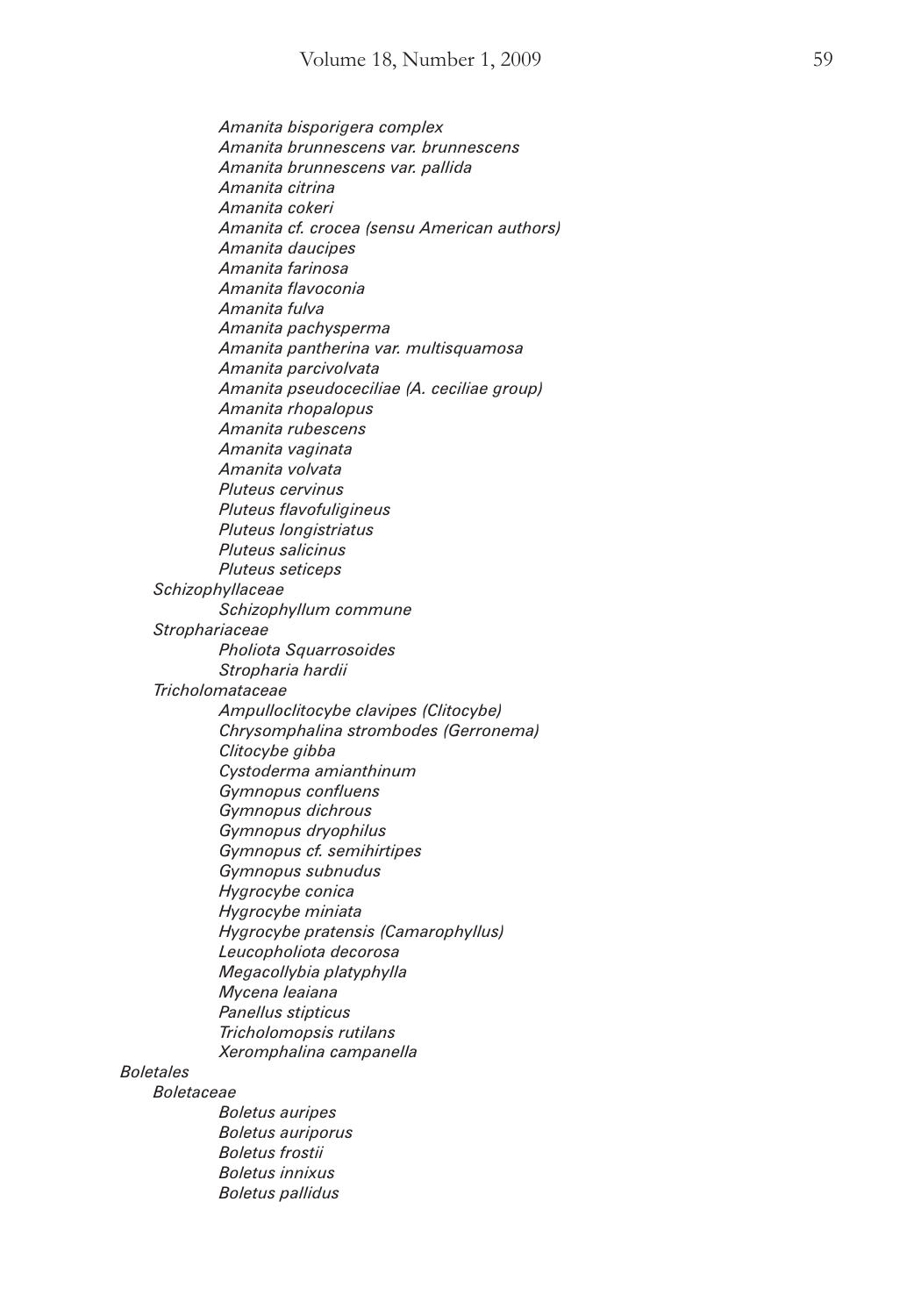*Amanita bisporigera complex*
*Amanita brunnescens var. brunnescens*
*Amanita brunnescens var. pallida*
*Amanita citrina*
*Amanita cokeri*
*Amanita cf. crocea (sensu American authors)*
*Amanita daucipes*
*Amanita farinosa*
*Amanita flavoconia*
*Amanita fulva*
*Amanita pachysperma*
*Amanita pantherina var. multisquamosa*
*Amanita parcivolvata*
*Amanita pseudoceciliae (A. ceciliae group)*
*Amanita rhopalopus*
*Amanita rubescens*
*Amanita vaginata*
*Amanita volvata*
*Pluteus cervinus*
*Pluteus flavofuligineus*
*Pluteus longistriatus*
*Pluteus salicinus*
*Pluteus seticeps*

*Schizophyllaceae*

*Schizophyllum commune*

*Strophariaceae*

*Pholiota Squarrosoides*
*Stropharia hardii*

*Tricholomataceae*

*Ampulloclitocybe clavipes (Clitocybe)*
*Chrysomphalina strombodes (Gerronema)*
*Clitocybe gibba*
*Cystoderma amianthinum*
*Gymnopus confluens*
*Gymnopus dichrous*
*Gymnopus dryophilus*
*Gymnopus cf. semihirtipes*
*Gymnopus subnudus*
*Hygrocybe conica*
*Hygrocybe miniata*
*Hygrocybe pratensis (Camarophyllus)*
*Leucopholiota decorosa*
*Megacollybia platyphylla*
*Mycena leaiana*
*Panellus stipticus*
*Tricholomopsis rutilans*
*Xeromphalina campanella*

*Boletales*

*Boletaceae*

*Boletus auripes*
*Boletus auriporus*
*Boletus frostii*
*Boletus innixus*
*Boletus pallidus*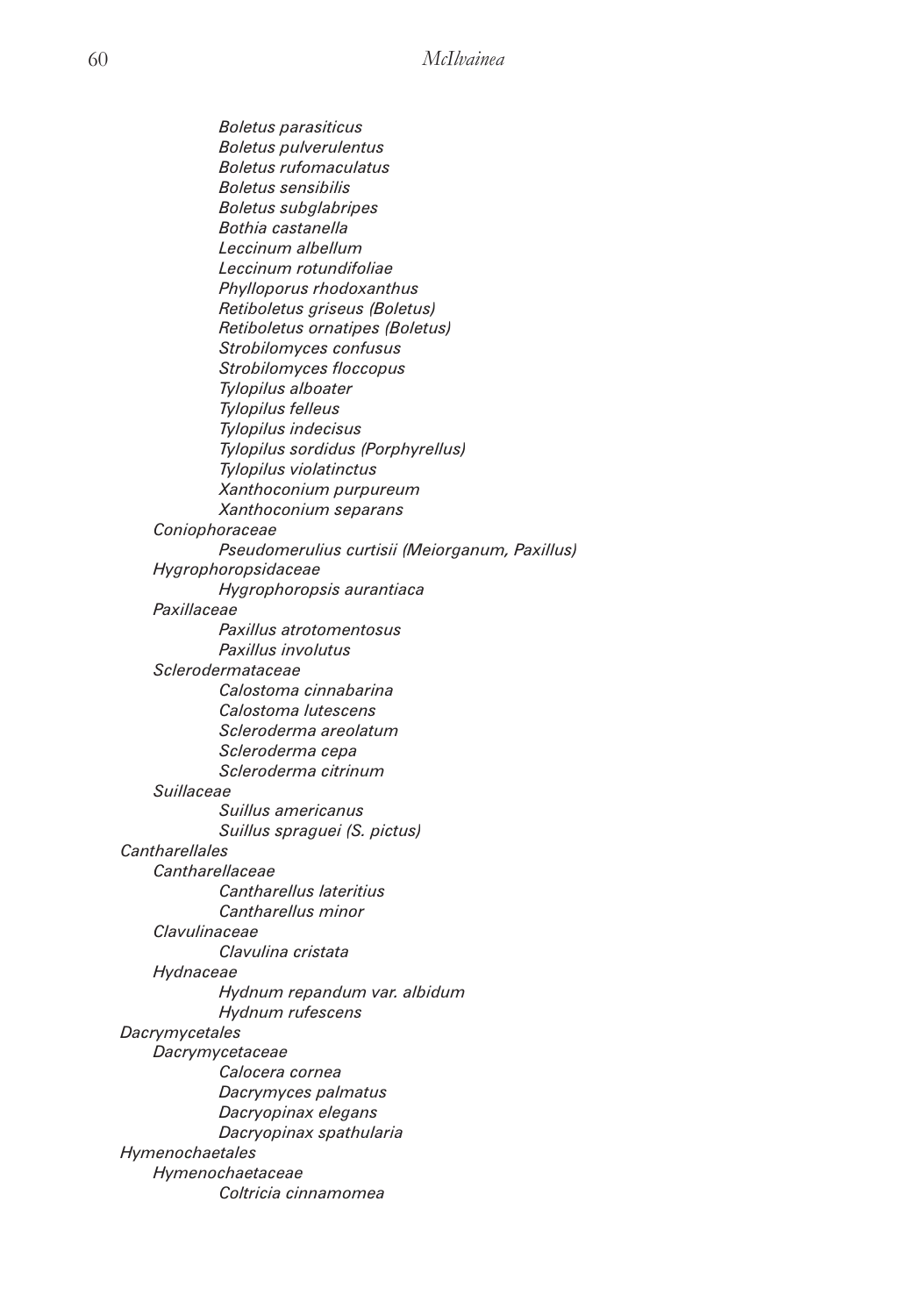*Boletus parasiticus*
*Boletus pulverulentus*
*Boletus rufomaculatus*
*Boletus sensibilis*
*Boletus subglabripes*
*Bothia castanella*
*Leccinum albellum*
*Leccinum rotundifoliae*
*Phylloporus rhodoxanthus*
*Retiboletus griseus (Boletus)*
*Retiboletus ornatipes (Boletus)*
*Strobilomyces confusus*
*Strobilomyces floccopus*
*Tylopilus alboater*
*Tylopilus felleus*
*Tylopilus indecisus*
*Tylopilus sordidus (Porphyrellus)*
*Tylopilus violatinctus*
*Xanthoconium purpureum*
*Xanthoconium separans*

*Coniophoraceae*
*Pseudomerulius curtisii (Meiorganum, Paxillus)*

*Hygrophoropsidaceae*
*Hygrophoropsis aurantiaca*

*Paxillaceae*
*Paxillus atrotomentosus*
*Paxillus involutus*

*Sclerodermataceae*
*Calostoma cinnabarina*
*Calostoma lutescens*
*Scleroderma areolatum*
*Scleroderma cepa*
*Scleroderma citrinum*

*Suillaceae*
*Suillus americanus*
*Suillus spraguei (S. pictus)*

*Cantharellales*

*Cantharellaceae*
*Cantharellus lateritius*
*Cantharellus minor*

*Clavulinaceae*
*Clavulina cristata*

*Hydnaceae*
*Hydnum repandum var. albidum*
*Hydnum rufescens*

*Dacrymycetales*

*Dacrymycetaceae*
*Calocera cornea*
*Dacrymyces palmatus*
*Dacryopinax elegans*
*Dacryopinax spathularia*

*Hymenochaetales*

*Hymenochaetaceae*
*Coltricia cinnamomea*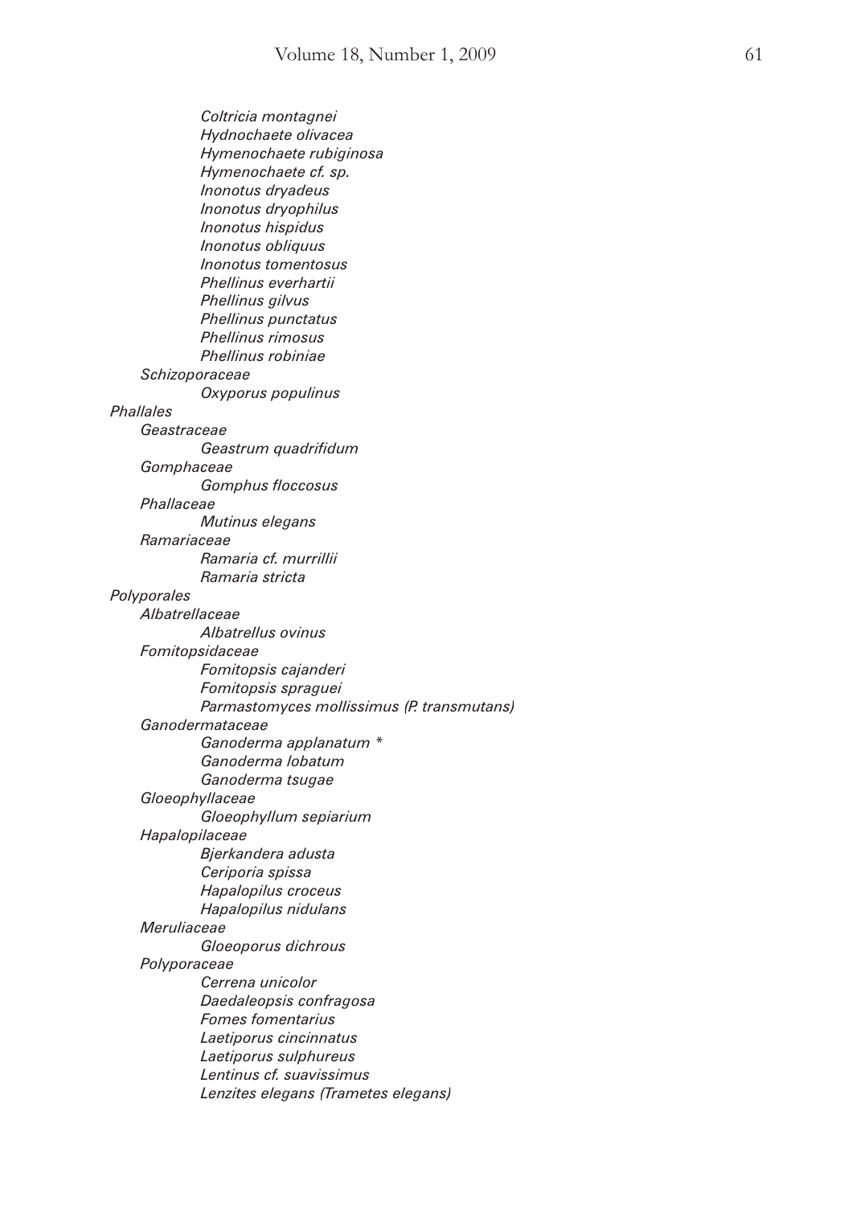*Coltricia montagnei*
*Hydnochaete olivacea*
*Hymenochaete rubiginosa*
*Hymenochaete cf. sp.*
*Inonotus dryadeus*
*Inonotus dryophilus*
*Inonotus hispidus*
*Inonotus obliquus*
*Inonotus tomentosus*
*Phellinus everhartii*
*Phellinus gilvus*
*Phellinus punctatus*
*Phellinus rimosus*
*Phellinus robiniae*

*Schizoporaceae*

*Oxyporus populinus*

*Phallales*

*Geastraceae*

*Geastrum quadrifidum*

*Gomphaceae*

*Gomphus floccosus*

*Phallaceae*

*Mutinus elegans*

*Ramariaceae*

*Ramaria cf. murrillii*
*Ramaria stricta*

*Polyporales*

*Albatrellaceae*

*Albatrellus ovinus*

*Fomitopsidaceae*

*Fomitopsis cajanderi*
*Fomitopsis spraguei*
*Parmastomyces mollissimus (P. transmutans)*

*Ganodermataceae*

*Ganoderma applanatum* *
*Ganoderma lobatum*
*Ganoderma tsugae*

*Gloeophyllaceae*

*Gloeophyllum sepiarium*

*Hapalopilaceae*

*Bjerkandera adusta*
*Ceriporia spissa*
*Hapalopilus croceus*
*Hapalopilus nidulans*

*Meruliaceae*

*Gloeoporus dichrous*

*Polyporaceae*

*Cerrena unicolor*
*Daedaleopsis confragosa*
*Fomes fomentarius*
*Laetiporus cincinnatus*
*Laetiporus sulphureus*
*Lentinus cf. suavissimus*
*Lenzites elegans (Trametes elegans)*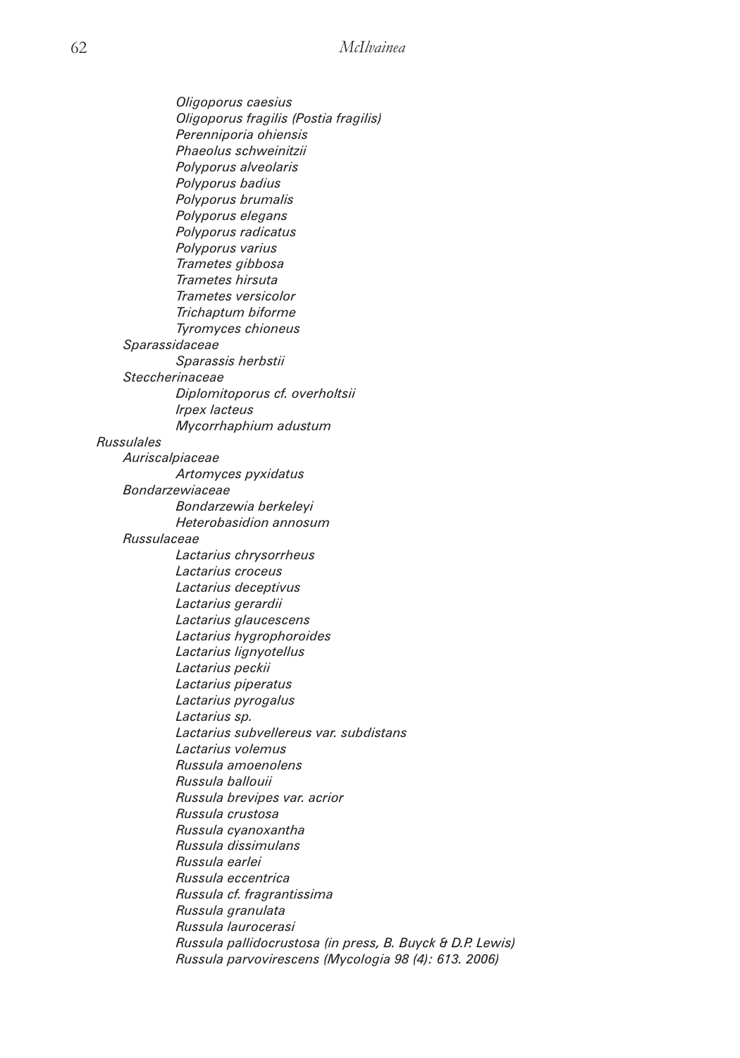*Oligoporus caesius*
*Oligoporus fragilis (Postia fragilis)*
*Perenniporia ohiensis*
*Phaeolus schweinitzii*
*Polyporus alveolaris*
*Polyporus badius*
*Polyporus brumalis*
*Polyporus elegans*
*Polyporus radicatus*
*Polyporus varius*
*Trametes gibbosa*
*Trametes hirsuta*
*Trametes versicolor*
*Trichaptum biforme*
*Tyromyces chioneus*

*Sparassidaceae*

*Sparassis herbstii*

*Steccherinaceae*

*Diplomitoporus cf. overholtsii*
*Irpex lacteus*
*Mycorrhaphium adustum*

*Russulales*

*Auriscalpiaceae*

*Artomyces pyxidatus*

*Bondarzewiaceae*

*Bondarzewia berkeleyi*
*Heterobasidion annosum*

*Russulaceae*

*Lactarius chrysorrheus*
*Lactarius croceus*
*Lactarius deceptivus*
*Lactarius gerardii*
*Lactarius glaucescens*
*Lactarius hygrophoroides*
*Lactarius lignyotellus*
*Lactarius peckii*
*Lactarius piperatus*
*Lactarius pyrogalus*
*Lactarius sp.*
*Lactarius subvellereus var. subdistans*
*Lactarius volemus*
*Russula amoenolens*
*Russula ballouii*
*Russula brevipes var. acrior*
*Russula crustosa*
*Russula cyanoxantha*
*Russula dissimulans*
*Russula earlei*
*Russula eccentrica*
*Russula cf. fragrantissima*
*Russula granulata*
*Russula laurocerasi*
*Russula pallidocrustosa (in press, B. Buyck & D.P. Lewis)*
*Russula parvovirescens (Mycologia 98 (4): 613. 2006)*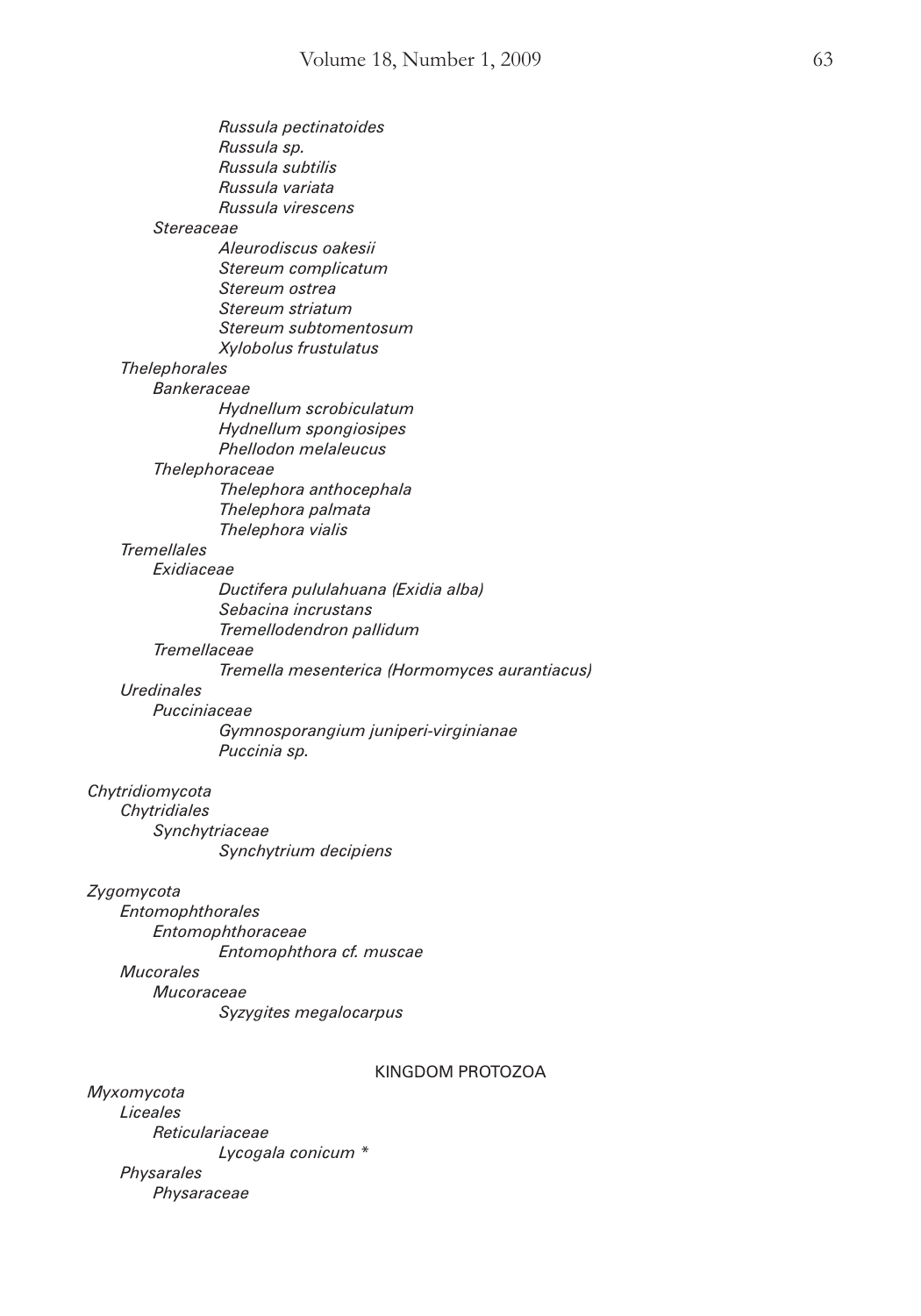*Russula pectinatoides*
*Russula sp.*
*Russula subtilis*
*Russula variata*
*Russula virescens*

*Stereaceae*

*Aleurodiscus oakesii*
*Stereum complicatum*
*Stereum ostrea*
*Stereum striatum*
*Stereum subtomentosum*
*Xylobolus frustulatus*

*Thelephorales*

*Bankeraceae*

*Hydnellum scrobiculatum*
*Hydnellum spongiosipes*
*Phellodon melaleucus*

*Thelephoraceae*

*Thelephora anthocephala*
*Thelephora palmata*
*Thelephora vialis*

*Tremellales*

*Exidiaceae*

*Ductifera pululahuana (Exidia alba)*
*Sebacina incrustans*
*Tremellodendron pallidum*

*Tremellaceae*

*Tremella mesenterica (Hormomyces aurantiacus)*

*Uredinales*

*Pucciniaceae*

*Gymnosporangium juniperi-virginianae*
*Puccinia sp.*

*Chytridiomycota*

*Chytridiales*

*Synchytriaceae*

*Synchytrium decipiens*

*Zygomycota*

*Entomophthorales*

*Entomophthoraceae*

*Entomophthora cf. muscae*

*Mucorales*

*Mucoraceae*

*Syzygites megalocarpus*

KINGDOM PROTOZOA

*Myxomycota*

*Liceales*

*Reticulariaceae*

*Lycogala conicum* *

*Physarales*

*Physaraceae*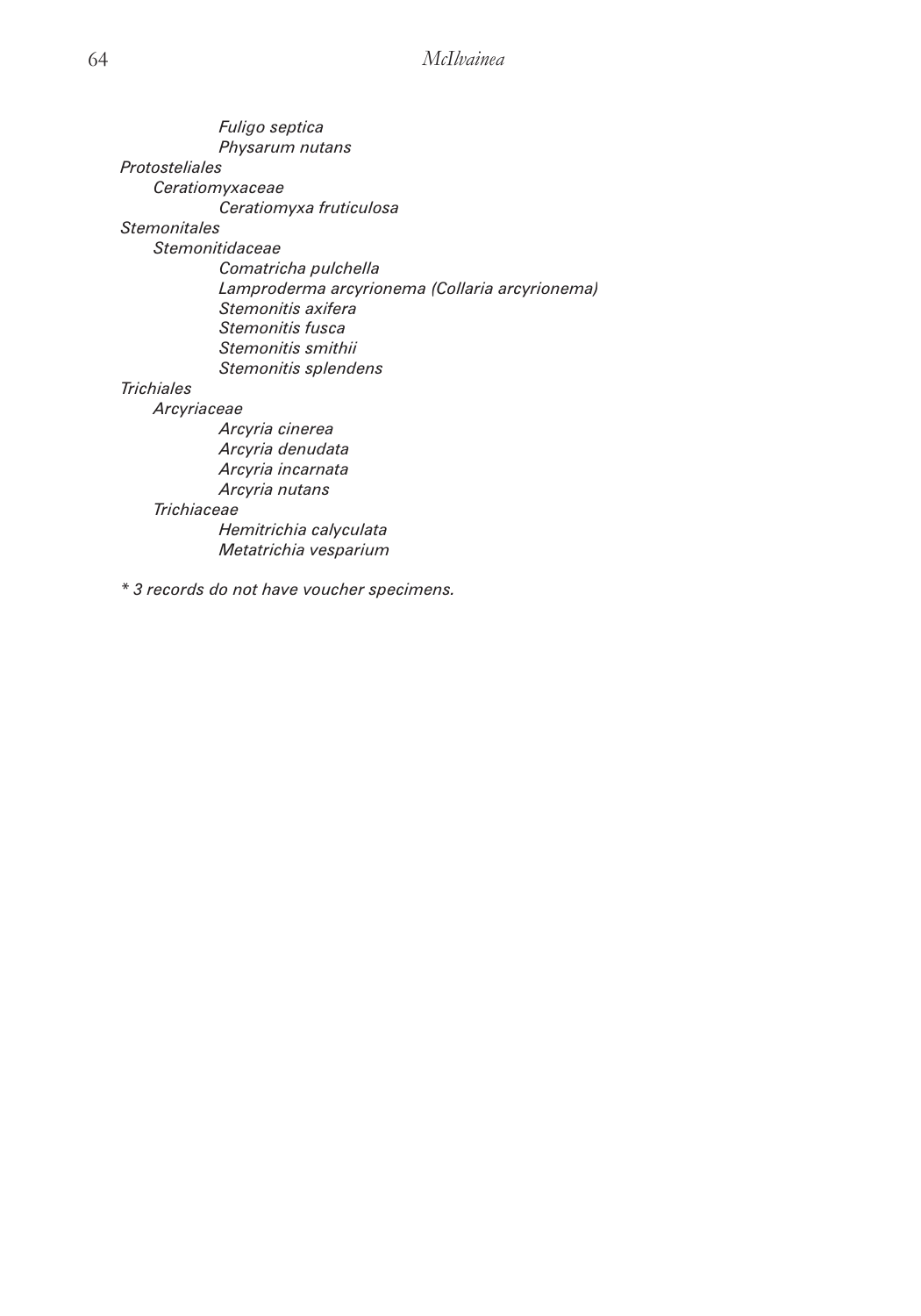*Fuligo septica*
*Physarum nutans*

*Protosteliales*
*Ceratiomyxaceae*
*Ceratiomyxa fruticulosa*

*Stemonitales*
*Stemonitidaceae*
*Comatricha pulchella*
*Lamproderma arcyrionema (Collaria arcyrionema)*
*Stemonitis axifera*
*Stemonitis fusca*
*Stemonitis smithii*
*Stemonitis splendens*

*Trichiales*
*Arcyriaceae*
*Arcyria cinerea*
*Arcyria denudata*
*Arcyria incarnata*
*Arcyria nutans*
*Trichiaceae*
*Hemitrichia calyculata*
*Metatrichia vesparium*

*\* 3 records do not have voucher specimens.*